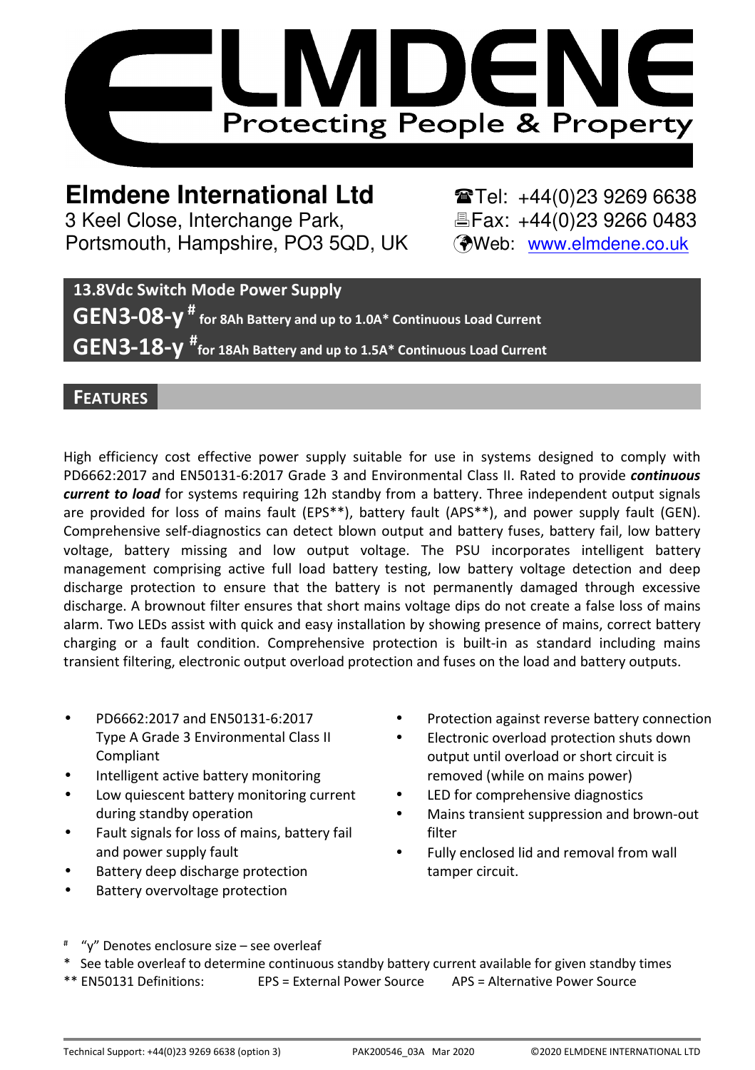ELMDENE

Protecting People & Property

# Elmdene International Ltd

3 Keel Close, Interchange Park,
Portsmouth, Hampshire, PO3 5QD, UK

☎Tel: +44(0)23 9269 6638
🖶Fax: +44(0)23 9266 0483
Web: www.elmdene.co.uk

## 13.8Vdc Switch Mode Power Supply

## GEN3-08-y # for 8Ah Battery and up to 1.0A* Continuous Load Current

## GEN3-18-y # for 18Ah Battery and up to 1.5A* Continuous Load Current

## FEATURES

High efficiency cost effective power supply suitable for use in systems designed to comply with PD6662:2017 and EN50131-6:2017 Grade 3 and Environmental Class II. Rated to provide ***continuous current to load*** for systems requiring 12h standby from a battery. Three independent output signals are provided for loss of mains fault (EPS**), battery fault (APS**), and power supply fault (GEN). Comprehensive self-diagnostics can detect blown output and battery fuses, battery fail, low battery voltage, battery missing and low output voltage. The PSU incorporates intelligent battery management comprising active full load battery testing, low battery voltage detection and deep discharge protection to ensure that the battery is not permanently damaged through excessive discharge. A brownout filter ensures that short mains voltage dips do not create a false loss of mains alarm. Two LEDs assist with quick and easy installation by showing presence of mains, correct battery charging or a fault condition. Comprehensive protection is built-in as standard including mains transient filtering, electronic output overload protection and fuses on the load and battery outputs.

- PD6662:2017 and EN50131-6:2017 Type A Grade 3 Environmental Class II Compliant
- Intelligent active battery monitoring
- Low quiescent battery monitoring current during standby operation
- Fault signals for loss of mains, battery fail and power supply fault
- Battery deep discharge protection
- Battery overvoltage protection
- Protection against reverse battery connection
- Electronic overload protection shuts down output until overload or short circuit is removed (while on mains power)
- LED for comprehensive diagnostics
- Mains transient suppression and brown-out filter
- Fully enclosed lid and removal from wall tamper circuit.

# "y" Denotes enclosure size – see overleaf

\* See table overleaf to determine continuous standby battery current available for given standby times

** EN50131 Definitions: EPS = External Power Source APS = Alternative Power Source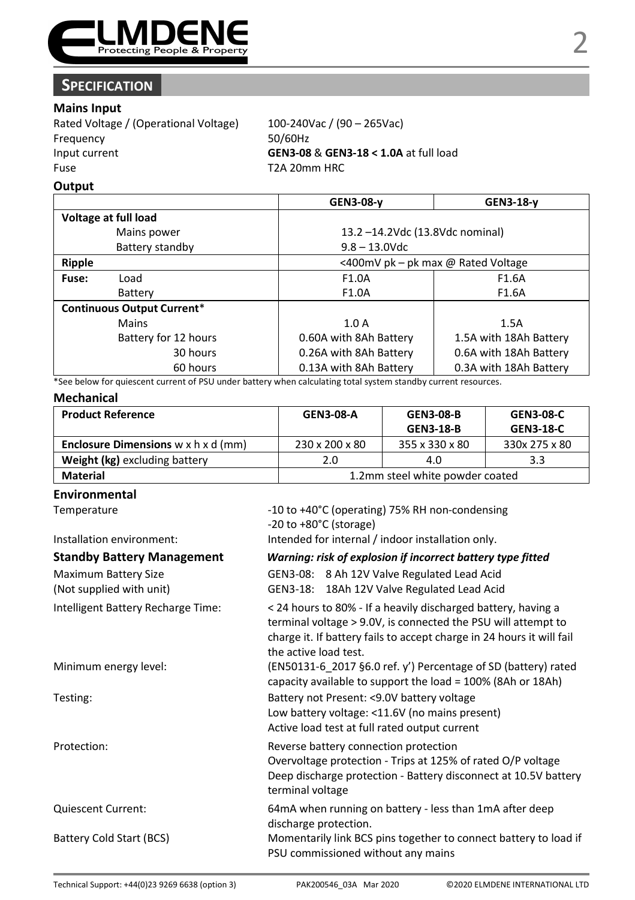## SPECIFICATION

### Mains Input

| | |
|---|---|
| Rated Voltage / (Operational Voltage) | 100-240Vac / (90 – 265Vac) |
| Frequency | 50/60Hz |
| Input current | **GEN3-08** & **GEN3-18 < 1.0A** at full load |
| Fuse | T2A 20mm HRC |

### Output

| | GEN3-08-y | GEN3-18-y |
|---|---|---|
| **Voltage at full load** | | |
| Mains power | 13.2 –14.2Vdc (13.8Vdc nominal) | |
| Battery standby | 9.8 – 13.0Vdc | |
| **Ripple** | <400mV pk – pk max @ Rated Voltage | |
| **Fuse:** Load | F1.0A | F1.6A |
| Battery | F1.0A | F1.6A |
| **Continuous Output Current*** | | |
| Mains | 1.0 A | 1.5A |
| Battery for 12 hours | 0.60A with 8Ah Battery | 1.5A with 18Ah Battery |
| 30 hours | 0.26A with 8Ah Battery | 0.6A with 18Ah Battery |
| 60 hours | 0.13A with 8Ah Battery | 0.3A with 18Ah Battery |

*See below for quiescent current of PSU under battery when calculating total system standby current resources.

### Mechanical

| **Product Reference** | **GEN3-08-A** | **GEN3-08-B** **GEN3-18-B** | **GEN3-08-C** **GEN3-18-C** |
|---|---|---|---|
| **Enclosure Dimensions** w x h x d (mm) | 230 x 200 x 80 | 355 x 330 x 80 | 330x 275 x 80 |
| **Weight (kg)** excluding battery | 2.0 | 4.0 | 3.3 |
| **Material** | 1.2mm steel white powder coated | | |

### Environmental

| | |
|---|---|
| Temperature | -10 to +40°C (operating) 75% RH non-condensing<br>-20 to +80°C (storage) |
| Installation environment: | Intended for internal / indoor installation only. |

### Standby Battery Management

***Warning: risk of explosion if incorrect battery type fitted***

| | |
|---|---|
| Maximum Battery Size<br>(Not supplied with unit) | GEN3-08: 8 Ah 12V Valve Regulated Lead Acid<br>GEN3-18: 18Ah 12V Valve Regulated Lead Acid |
| Intelligent Battery Recharge Time: | < 24 hours to 80% - If a heavily discharged battery, having a terminal voltage > 9.0V, is connected the PSU will attempt to charge it. If battery fails to accept charge in 24 hours it will fail the active load test. |
| Minimum energy level: | (EN50131-6_2017 §6.0 ref. y') Percentage of SD (battery) rated capacity available to support the load = 100% (8Ah or 18Ah) |
| Testing: | Battery not Present: <9.0V battery voltage<br>Low battery voltage: <11.6V (no mains present)<br>Active load test at full rated output current |
| Protection: | Reverse battery connection protection<br>Overvoltage protection - Trips at 125% of rated O/P voltage<br>Deep discharge protection - Battery disconnect at 10.5V battery terminal voltage |
| Quiescent Current: | 64mA when running on battery - less than 1mA after deep discharge protection. |
| Battery Cold Start (BCS) | Momentarily link BCS pins together to connect battery to load if PSU commissioned without any mains |

Technical Support: +44(0)23 9269 6638 (option 3) PAK200546_03A Mar 2020 ©2020 ELMDENE INTERNATIONAL LTD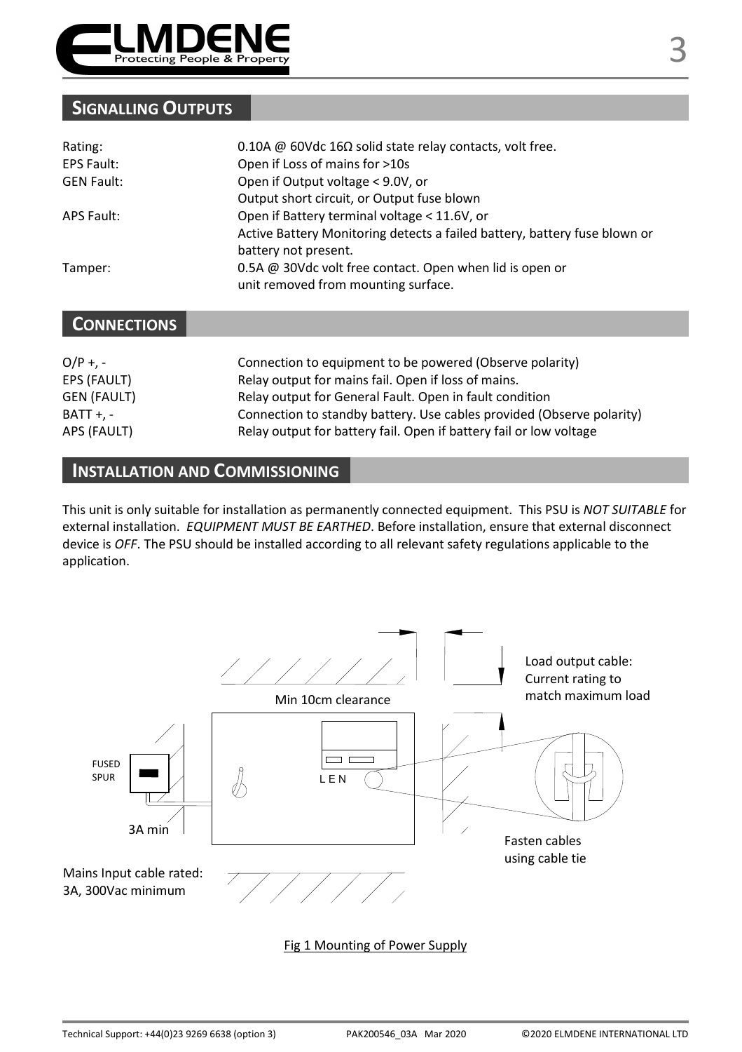## Signalling Outputs

| | |
|---|---|
| Rating: | 0.10A @ 60Vdc 16Ω solid state relay contacts, volt free. |
| EPS Fault: | Open if Loss of mains for >10s |
| GEN Fault: | Open if Output voltage < 9.0V, or<br>Output short circuit, or Output fuse blown |
| APS Fault: | Open if Battery terminal voltage < 11.6V, or<br>Active Battery Monitoring detects a failed battery, battery fuse blown or battery not present. |
| Tamper: | 0.5A @ 30Vdc volt free contact. Open when lid is open or<br>unit removed from mounting surface. |

## Connections

| | |
|---|---|
| O/P +, - | Connection to equipment to be powered (Observe polarity) |
| EPS (FAULT) | Relay output for mains fail. Open if loss of mains. |
| GEN (FAULT) | Relay output for General Fault. Open in fault condition |
| BATT +, - | Connection to standby battery. Use cables provided (Observe polarity) |
| APS (FAULT) | Relay output for battery fail. Open if battery fail or low voltage |

## Installation and Commissioning

This unit is only suitable for installation as permanently connected equipment. This PSU is *NOT SUITABLE* for external installation. *EQUIPMENT MUST BE EARTHED*. Before installation, ensure that external disconnect device is *OFF*. The PSU should be installed according to all relevant safety regulations applicable to the application.

Min 10cm clearance

Load output cable: Current rating to match maximum load

FUSED SPUR

3A min

L E N

Fasten cables using cable tie

Mains Input cable rated: 3A, 300Vac minimum

Fig 1 Mounting of Power Supply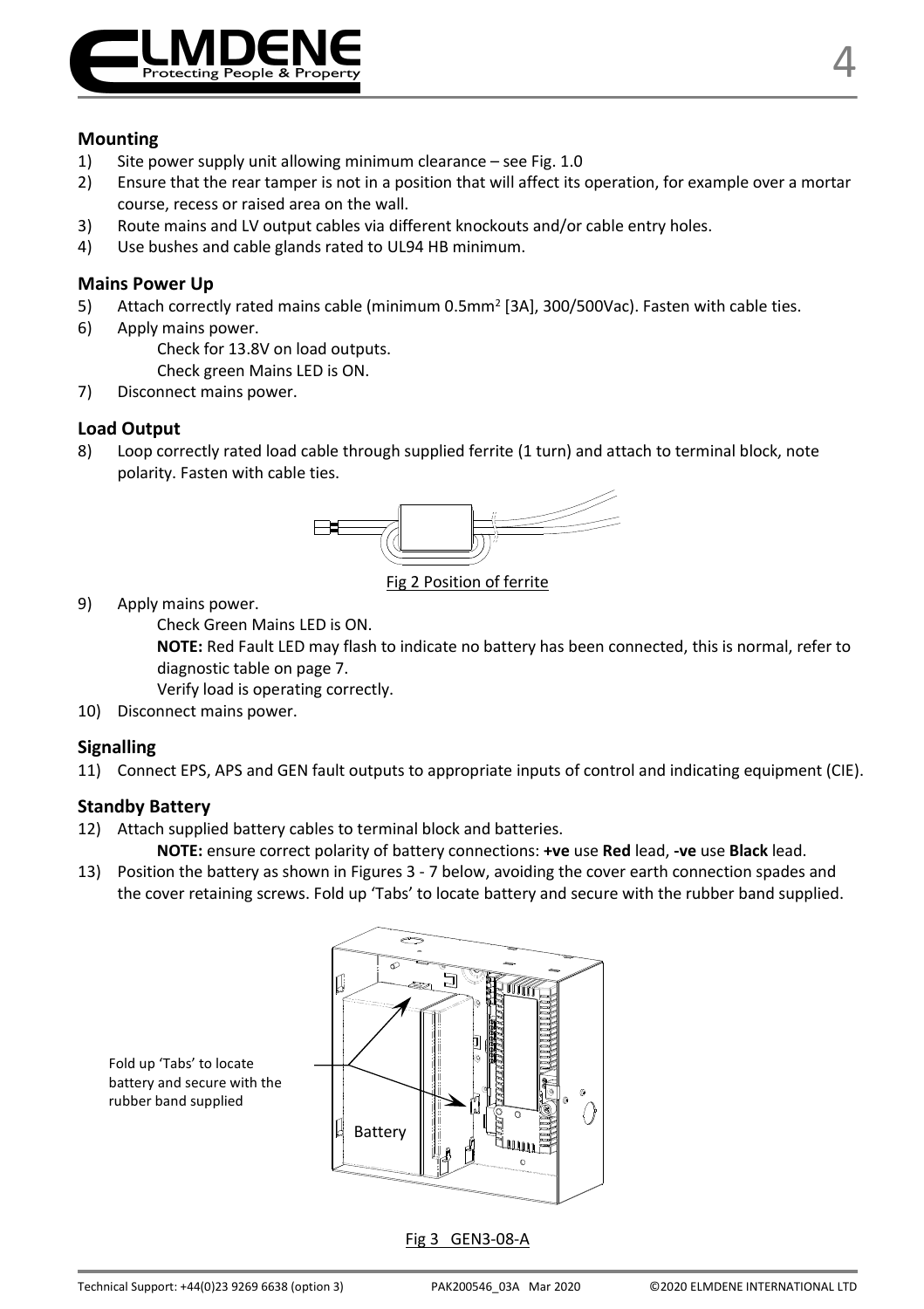### Mounting

1) Site power supply unit allowing minimum clearance – see Fig. 1.0
2) Ensure that the rear tamper is not in a position that will affect its operation, for example over a mortar course, recess or raised area on the wall.
3) Route mains and LV output cables via different knockouts and/or cable entry holes.
4) Use bushes and cable glands rated to UL94 HB minimum.

### Mains Power Up

5) Attach correctly rated mains cable (minimum 0.5mm$^2$ [3A], 300/500Vac). Fasten with cable ties.
6) Apply mains power.
   Check for 13.8V on load outputs.
   Check green Mains LED is ON.
7) Disconnect mains power.

### Load Output

8) Loop correctly rated load cable through supplied ferrite (1 turn) and attach to terminal block, note polarity. Fasten with cable ties.

Fig 2 Position of ferrite

9) Apply mains power.
   Check Green Mains LED is ON.
   **NOTE:** Red Fault LED may flash to indicate no battery has been connected, this is normal, refer to diagnostic table on page 7.
   Verify load is operating correctly.
10) Disconnect mains power.

### Signalling

11) Connect EPS, APS and GEN fault outputs to appropriate inputs of control and indicating equipment (CIE).

### Standby Battery

12) Attach supplied battery cables to terminal block and batteries.
    **NOTE:** ensure correct polarity of battery connections: **+ve** use **Red** lead, **-ve** use **Black** lead.
13) Position the battery as shown in Figures 3 - 7 below, avoiding the cover earth connection spades and the cover retaining screws. Fold up 'Tabs' to locate battery and secure with the rubber band supplied.

Fold up 'Tabs' to locate battery and secure with the rubber band supplied

Battery

Fig 3 GEN3-08-A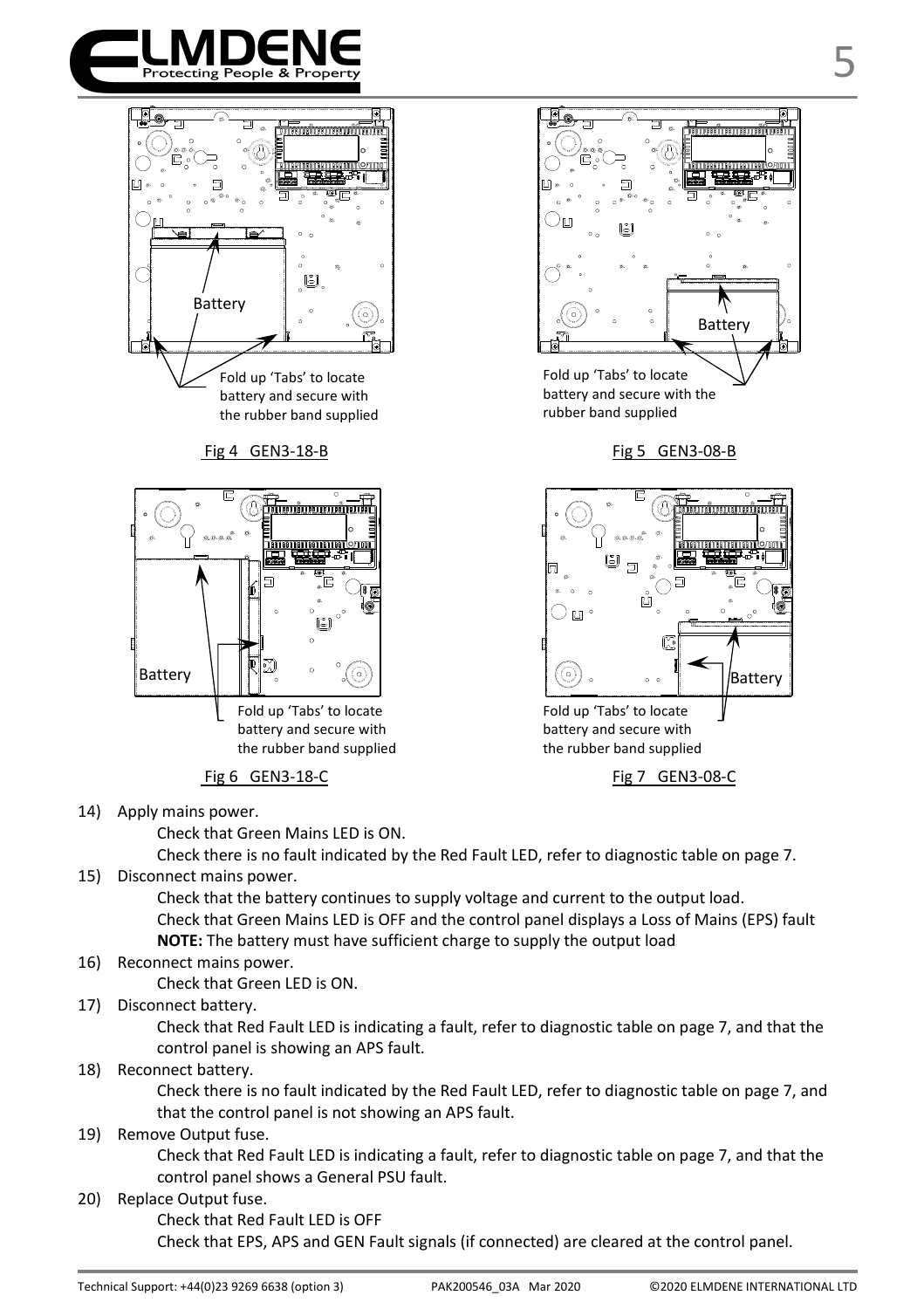Battery

Fold up 'Tabs' to locate battery and secure with the rubber band supplied

Fig 4 GEN3-18-B

Battery

Fold up 'Tabs' to locate battery and secure with the rubber band supplied

Fig 5 GEN3-08-B

Battery

Fold up 'Tabs' to locate battery and secure with the rubber band supplied

Fig 6 GEN3-18-C

Battery

Fold up 'Tabs' to locate battery and secure with the rubber band supplied

Fig 7 GEN3-08-C

14) Apply mains power.
    Check that Green Mains LED is ON.
    Check there is no fault indicated by the Red Fault LED, refer to diagnostic table on page 7.
15) Disconnect mains power.
    Check that the battery continues to supply voltage and current to the output load.
    Check that Green Mains LED is OFF and the control panel displays a Loss of Mains (EPS) fault
    **NOTE:** The battery must have sufficient charge to supply the output load
16) Reconnect mains power.
    Check that Green LED is ON.
17) Disconnect battery.
    Check that Red Fault LED is indicating a fault, refer to diagnostic table on page 7, and that the control panel is showing an APS fault.
18) Reconnect battery.
    Check there is no fault indicated by the Red Fault LED, refer to diagnostic table on page 7, and that the control panel is not showing an APS fault.
19) Remove Output fuse.
    Check that Red Fault LED is indicating a fault, refer to diagnostic table on page 7, and that the control panel shows a General PSU fault.
20) Replace Output fuse.
    Check that Red Fault LED is OFF
    Check that EPS, APS and GEN Fault signals (if connected) are cleared at the control panel.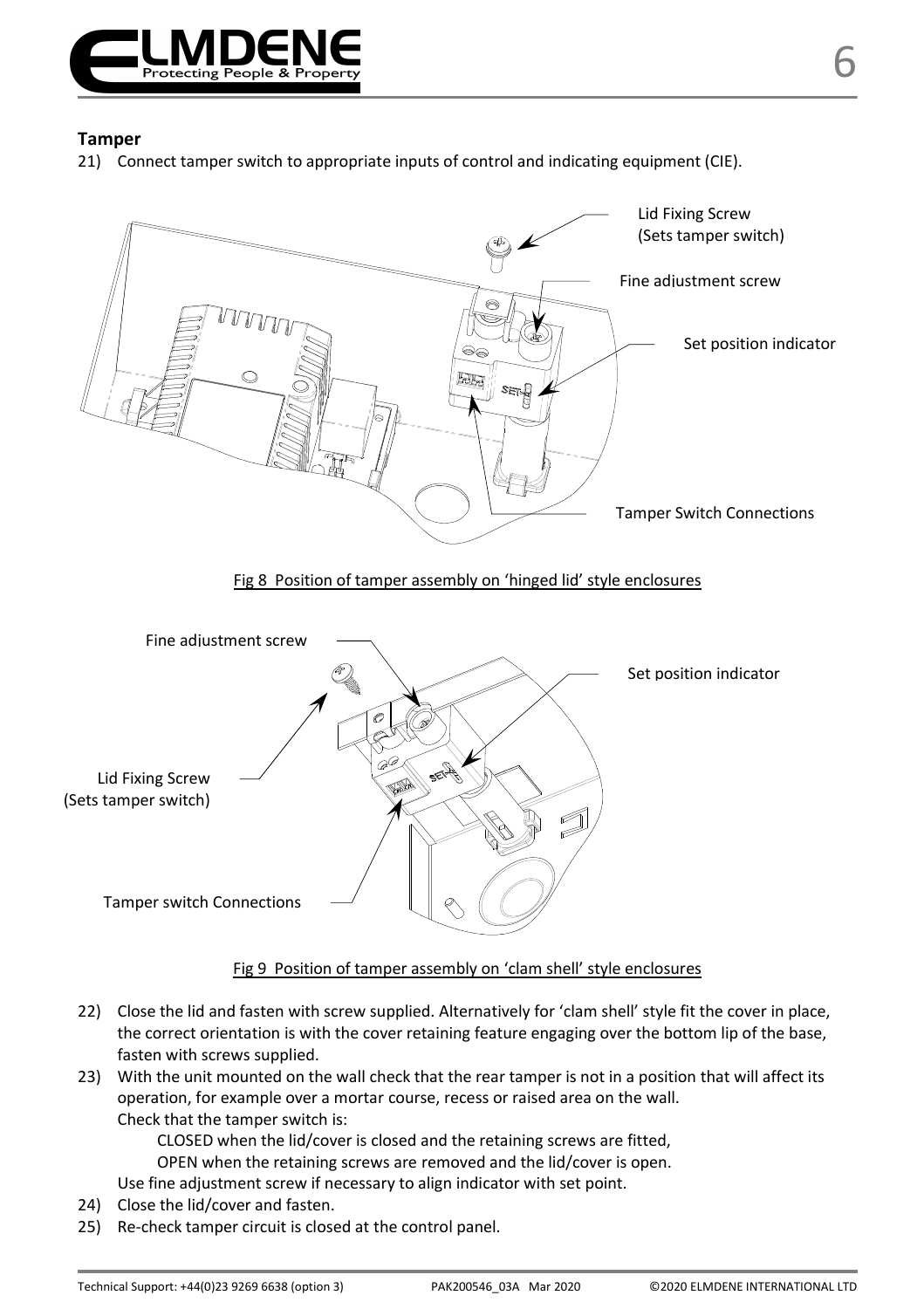## Tamper

21) Connect tamper switch to appropriate inputs of control and indicating equipment (CIE).

Lid Fixing Screw (Sets tamper switch)

Fine adjustment screw

Set position indicator

Tamper Switch Connections

Fig 8 Position of tamper assembly on 'hinged lid' style enclosures

Fine adjustment screw

Set position indicator

Lid Fixing Screw (Sets tamper switch)

Tamper switch Connections

Fig 9 Position of tamper assembly on 'clam shell' style enclosures

22) Close the lid and fasten with screw supplied. Alternatively for 'clam shell' style fit the cover in place, the correct orientation is with the cover retaining feature engaging over the bottom lip of the base, fasten with screws supplied.
23) With the unit mounted on the wall check that the rear tamper is not in a position that will affect its operation, for example over a mortar course, recess or raised area on the wall.
    Check that the tamper switch is:
    - CLOSED when the lid/cover is closed and the retaining screws are fitted,
    - OPEN when the retaining screws are removed and the lid/cover is open.

    Use fine adjustment screw if necessary to align indicator with set point.
24) Close the lid/cover and fasten.
25) Re-check tamper circuit is closed at the control panel.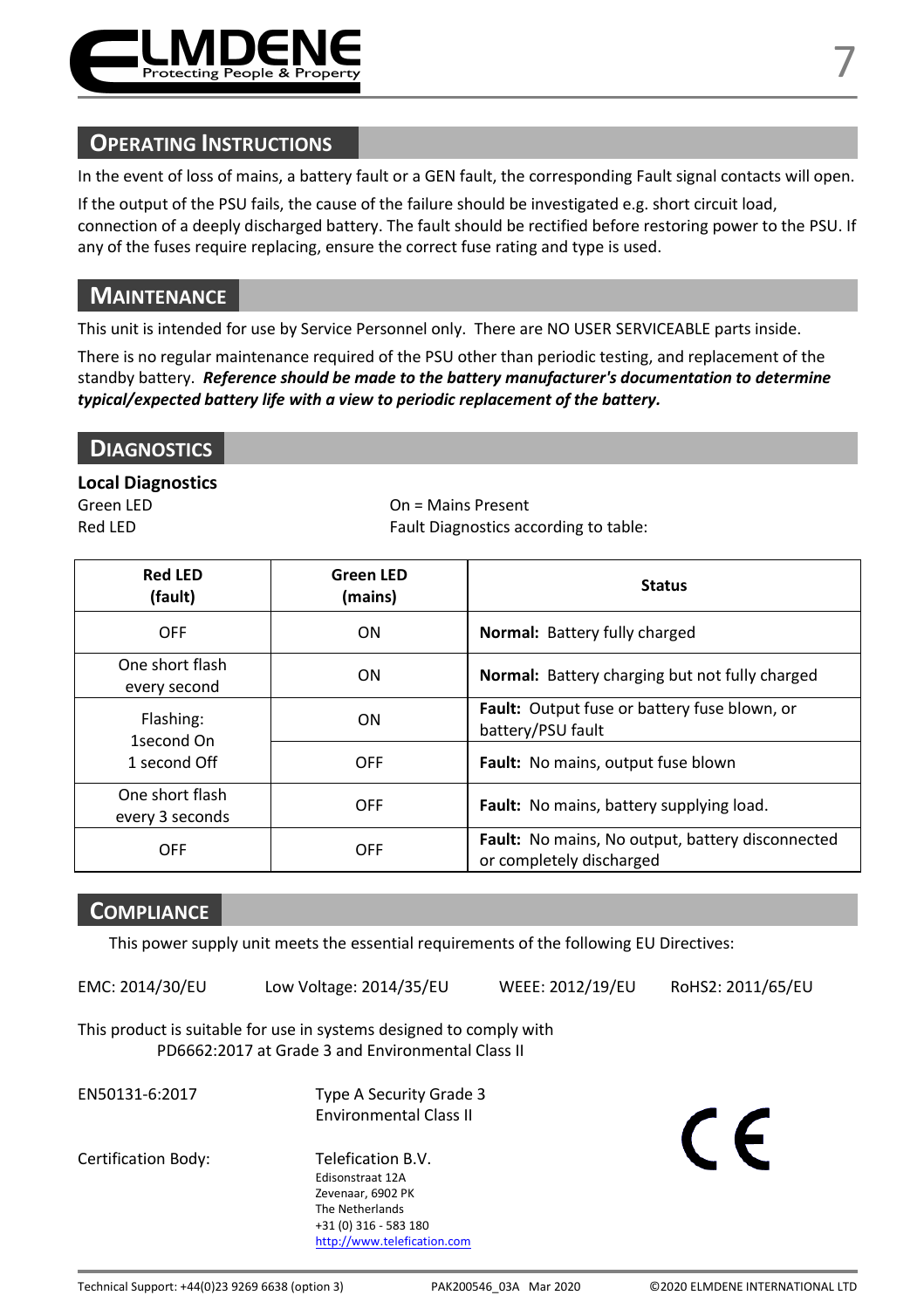## Operating Instructions

In the event of loss of mains, a battery fault or a GEN fault, the corresponding Fault signal contacts will open.

If the output of the PSU fails, the cause of the failure should be investigated e.g. short circuit load, connection of a deeply discharged battery. The fault should be rectified before restoring power to the PSU. If any of the fuses require replacing, ensure the correct fuse rating and type is used.

## Maintenance

This unit is intended for use by Service Personnel only. There are NO USER SERVICEABLE parts inside.

There is no regular maintenance required of the PSU other than periodic testing, and replacement of the standby battery. ***Reference should be made to the battery manufacturer's documentation to determine typical/expected battery life with a view to periodic replacement of the battery.***

## Diagnostics

**Local Diagnostics**

Green LED — On = Mains Present

Red LED — Fault Diagnostics according to table:

| Red LED (fault) | Green LED (mains) | Status |
|---|---|---|
| OFF | ON | **Normal:** Battery fully charged |
| One short flash every second | ON | **Normal:** Battery charging but not fully charged |
| Flashing: 1second On 1 second Off | ON | **Fault:** Output fuse or battery fuse blown, or battery/PSU fault |
| Flashing: 1second On 1 second Off | OFF | **Fault:** No mains, output fuse blown |
| One short flash every 3 seconds | OFF | **Fault:** No mains, battery supplying load. |
| OFF | OFF | **Fault:** No mains, No output, battery disconnected or completely discharged |

## Compliance

This power supply unit meets the essential requirements of the following EU Directives:

EMC: 2014/30/EU Low Voltage: 2014/35/EU WEEE: 2012/19/EU RoHS2: 2011/65/EU

This product is suitable for use in systems designed to comply with PD6662:2017 at Grade 3 and Environmental Class II

EN50131-6:2017 — Type A Security Grade 3, Environmental Class II

Certification Body: Telefication B.V.
Edisonstraat 12A
Zevenaar, 6902 PK
The Netherlands
+31 (0) 316 - 583 180
http://www.telefication.com

CE

Technical Support: +44(0)23 9269 6638 (option 3) PAK200546_03A Mar 2020 ©2020 ELMDENE INTERNATIONAL LTD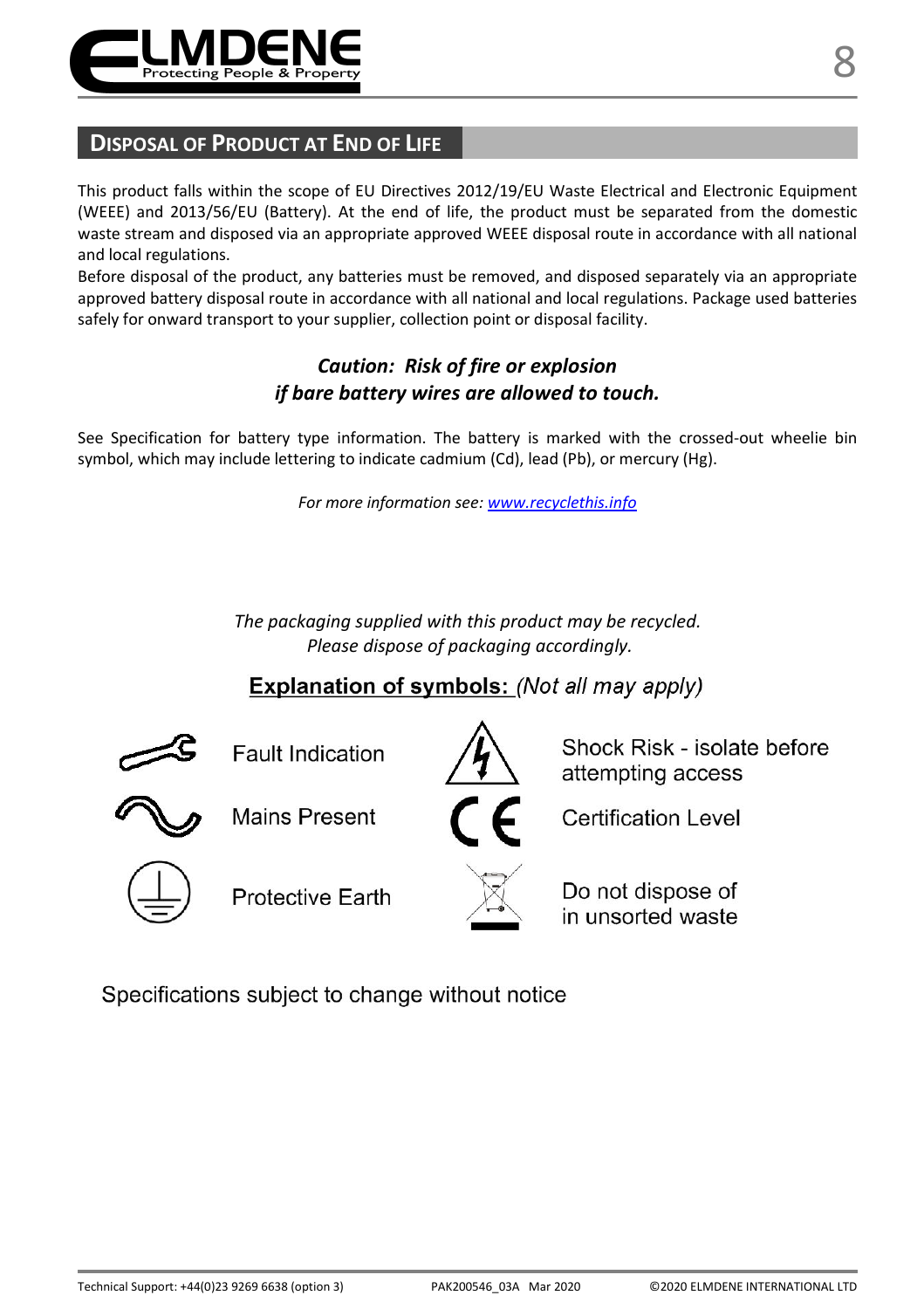## Disposal of Product at End of Life

This product falls within the scope of EU Directives 2012/19/EU Waste Electrical and Electronic Equipment (WEEE) and 2013/56/EU (Battery). At the end of life, the product must be separated from the domestic waste stream and disposed via an appropriate approved WEEE disposal route in accordance with all national and local regulations.

Before disposal of the product, any batteries must be removed, and disposed separately via an appropriate approved battery disposal route in accordance with all national and local regulations. Package used batteries safely for onward transport to your supplier, collection point or disposal facility.

***Caution: Risk of fire or explosion if bare battery wires are allowed to touch.***

See Specification for battery type information. The battery is marked with the crossed-out wheelie bin symbol, which may include lettering to indicate cadmium (Cd), lead (Pb), or mercury (Hg).

*For more information see: www.recyclethis.info*

*The packaging supplied with this product may be recycled. Please dispose of packaging accordingly.*

**Explanation of symbols:** *(Not all may apply)*

| | |
|---|---|
| Fault Indication | Shock Risk - isolate before attempting access |
| Mains Present | Certification Level |
| Protective Earth | Do not dispose of in unsorted waste |

Specifications subject to change without notice

Technical Support: +44(0)23 9269 6638 (option 3) PAK200546_03A Mar 2020 ©2020 ELMDENE INTERNATIONAL LTD